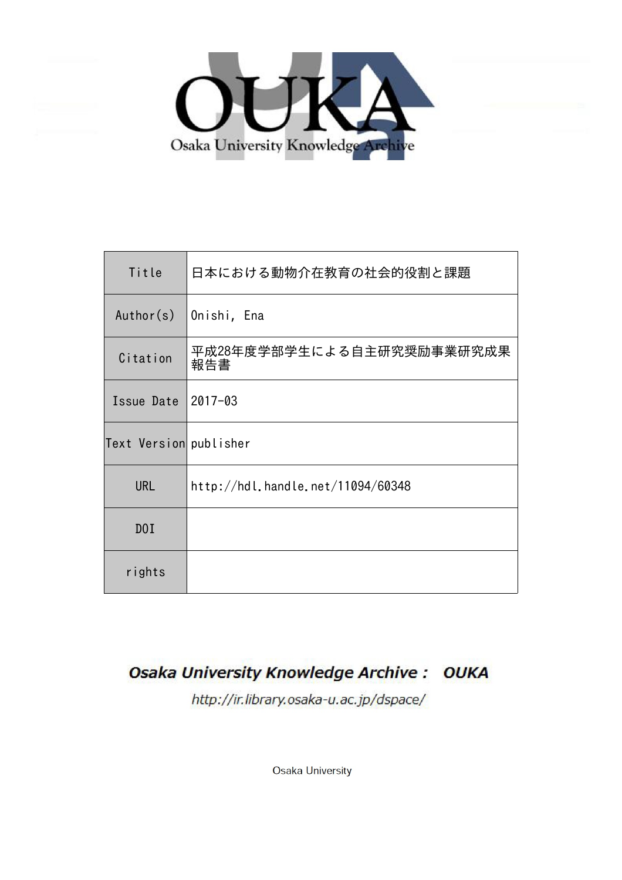OUKA

Osaka University Knowledge Archive

| Title | 日本における動物介在教育の社会的役割と課題 |
|---|---|
| Author(s) | Onishi, Ena |
| Citation | 平成28年度学部学生による自主研究奨励事業研究成果報告書 |
| Issue Date | 2017-03 |
| Text Version | publisher |
| URL | http://hdl.handle.net/11094/60348 |
| DOI | |
| rights | |

Osaka University Knowledge Archive : OUKA

http://ir.library.osaka-u.ac.jp/dspace/

Osaka University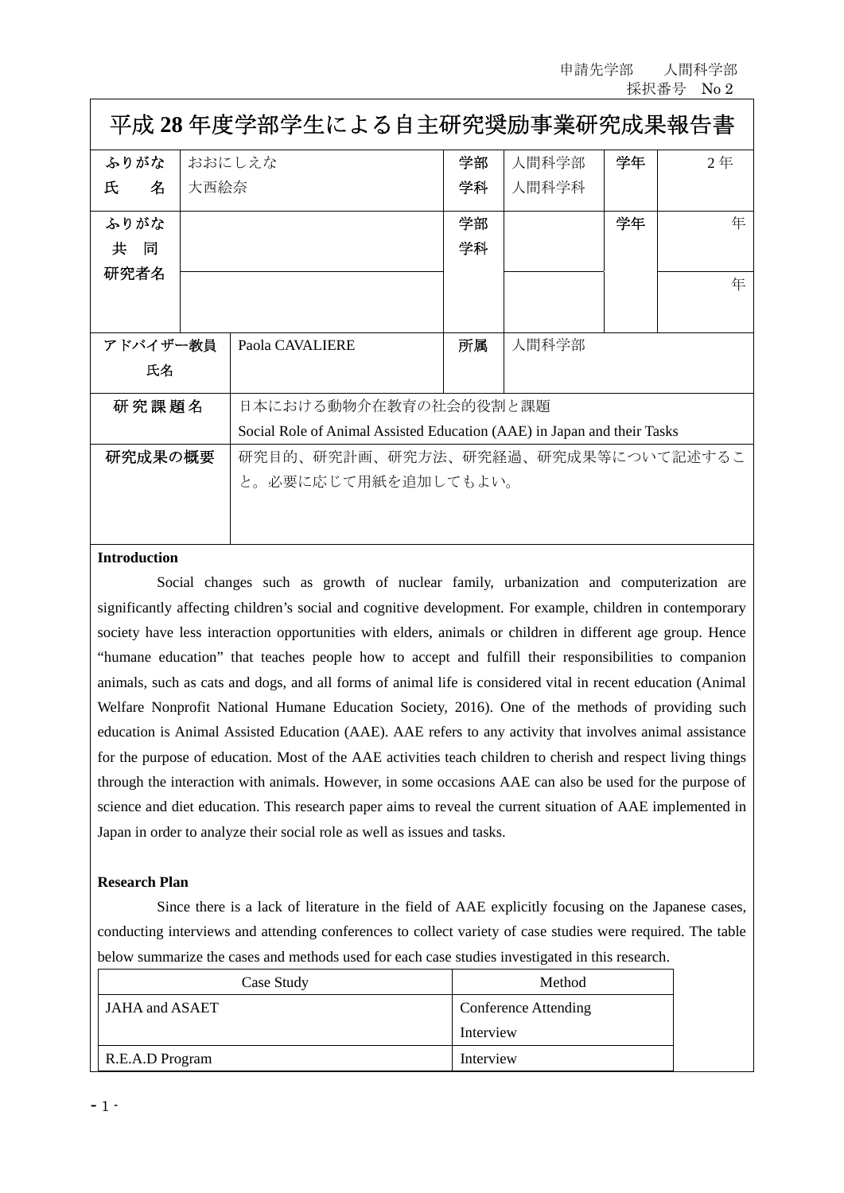申請先学部　　人間科学部
採択番号　No 2

# 平成 28 年度学部学生による自主研究奨励事業研究成果報告書

| ふりがな<br>氏　　名 | おおにしえな<br>大西絵奈 | 学部<br>学科 | 人間科学部<br>人間科学科 | 学年 | 2 年 |
|---|---|---|---|---|---|
| ふりがな<br>共　同<br>研究者名 | | 学部<br>学科 | | 学年 | 年 |
| | | | | | 年 |
| アドバイザー教員<br>氏名 | Paola CAVALIERE | 所属 | 人間科学部 | | |
| 研 究 課 題 名 | 日本における動物介在教育の社会的役割と課題<br>Social Role of Animal Assisted Education (AAE) in Japan and their Tasks | | | | |
| 研究成果の概要 | 研究目的、研究計画、研究方法、研究経過、研究成果等について記述すること。必要に応じて用紙を追加してもよい。 | | | | |

**Introduction**

Social changes such as growth of nuclear family, urbanization and computerization are significantly affecting children's social and cognitive development. For example, children in contemporary society have less interaction opportunities with elders, animals or children in different age group. Hence "humane education" that teaches people how to accept and fulfill their responsibilities to companion animals, such as cats and dogs, and all forms of animal life is considered vital in recent education (Animal Welfare Nonprofit National Humane Education Society, 2016). One of the methods of providing such education is Animal Assisted Education (AAE). AAE refers to any activity that involves animal assistance for the purpose of education. Most of the AAE activities teach children to cherish and respect living things through the interaction with animals. However, in some occasions AAE can also be used for the purpose of science and diet education. This research paper aims to reveal the current situation of AAE implemented in Japan in order to analyze their social role as well as issues and tasks.

**Research Plan**

Since there is a lack of literature in the field of AAE explicitly focusing on the Japanese cases, conducting interviews and attending conferences to collect variety of case studies were required. The table below summarize the cases and methods used for each case studies investigated in this research.

| Case Study | Method |
|---|---|
| JAHA and ASAET | Conference Attending<br>Interview |
| R.E.A.D Program | Interview |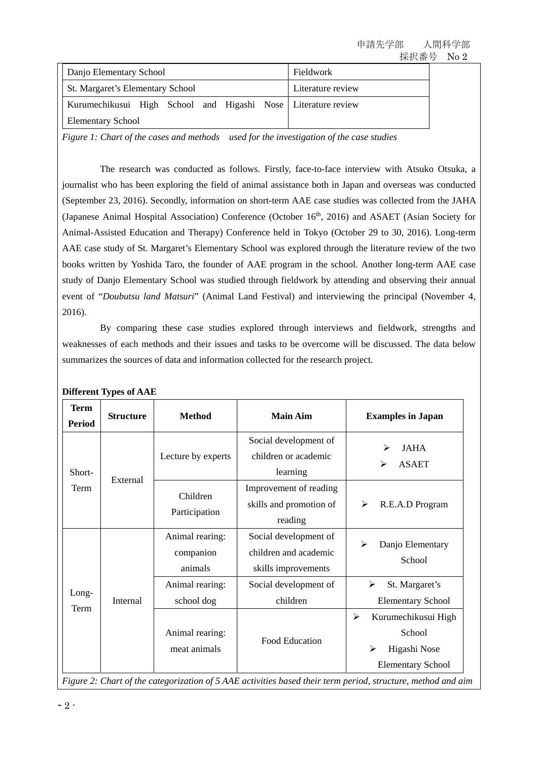| Danjo Elementary School | Fieldwork |
|---|---|
| St. Margaret's Elementary School | Literature review |
| Kurumechikusui High School and Higashi Nose Elementary School | Literature review |

*Figure 1: Chart of the cases and methods used for the investigation of the case studies*

The research was conducted as follows. Firstly, face-to-face interview with Atsuko Otsuka, a journalist who has been exploring the field of animal assistance both in Japan and overseas was conducted (September 23, 2016). Secondly, information on short-term AAE case studies was collected from the JAHA (Japanese Animal Hospital Association) Conference (October 16th, 2016) and ASAET (Asian Society for Animal-Assisted Education and Therapy) Conference held in Tokyo (October 29 to 30, 2016). Long-term AAE case study of St. Margaret's Elementary School was explored through the literature review of the two books written by Yoshida Taro, the founder of AAE program in the school. Another long-term AAE case study of Danjo Elementary School was studied through fieldwork by attending and observing their annual event of "*Doubutsu land Matsuri*" (Animal Land Festival) and interviewing the principal (November 4, 2016).

By comparing these case studies explored through interviews and fieldwork, strengths and weaknesses of each methods and their issues and tasks to be overcome will be discussed. The data below summarizes the sources of data and information collected for the research project.

**Different Types of AAE**

| Term Period | Structure | Method | Main Aim | Examples in Japan |
|---|---|---|---|---|
| Short-Term | External | Lecture by experts | Social development of children or academic learning | ➢ JAHA<br>➢ ASAET |
| | | Children Participation | Improvement of reading skills and promotion of reading | ➢ R.E.A.D Program |
| Long-Term | Internal | Animal rearing: companion animals | Social development of children and academic skills improvements | ➢ Danjo Elementary School |
| | | Animal rearing: school dog | Social development of children | ➢ St. Margaret's Elementary School |
| | | Animal rearing: meat animals | Food Education | ➢ Kurumechikusui High School<br>➢ Higashi Nose Elementary School |

*Figure 2: Chart of the categorization of 5 AAE activities based their term period, structure, method and aim*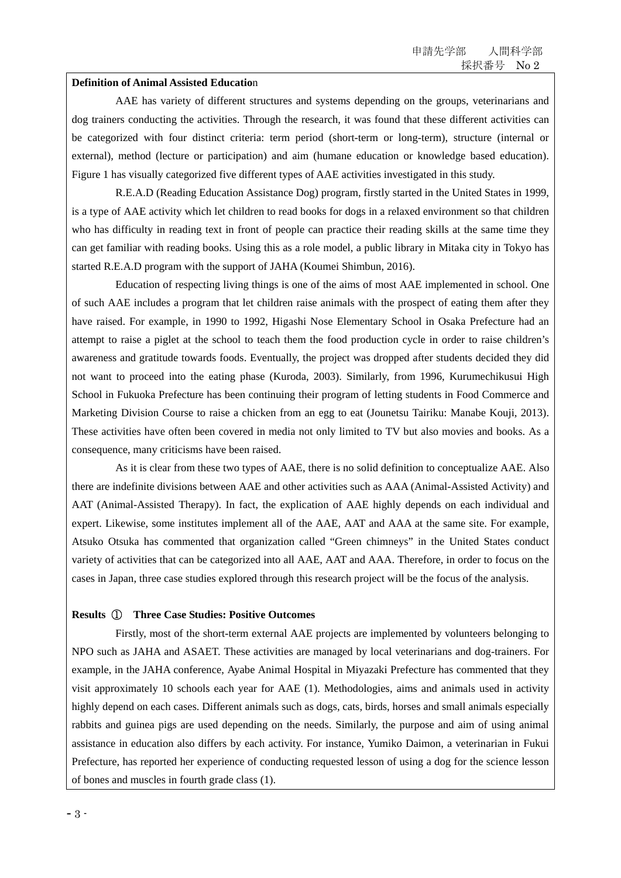**Definition of Animal Assisted Education**

AAE has variety of different structures and systems depending on the groups, veterinarians and dog trainers conducting the activities. Through the research, it was found that these different activities can be categorized with four distinct criteria: term period (short-term or long-term), structure (internal or external), method (lecture or participation) and aim (humane education or knowledge based education). Figure 1 has visually categorized five different types of AAE activities investigated in this study.

R.E.A.D (Reading Education Assistance Dog) program, firstly started in the United States in 1999, is a type of AAE activity which let children to read books for dogs in a relaxed environment so that children who has difficulty in reading text in front of people can practice their reading skills at the same time they can get familiar with reading books. Using this as a role model, a public library in Mitaka city in Tokyo has started R.E.A.D program with the support of JAHA (Koumei Shimbun, 2016).

Education of respecting living things is one of the aims of most AAE implemented in school. One of such AAE includes a program that let children raise animals with the prospect of eating them after they have raised. For example, in 1990 to 1992, Higashi Nose Elementary School in Osaka Prefecture had an attempt to raise a piglet at the school to teach them the food production cycle in order to raise children's awareness and gratitude towards foods. Eventually, the project was dropped after students decided they did not want to proceed into the eating phase (Kuroda, 2003). Similarly, from 1996, Kurumechikusui High School in Fukuoka Prefecture has been continuing their program of letting students in Food Commerce and Marketing Division Course to raise a chicken from an egg to eat (Jounetsu Tairiku: Manabe Kouji, 2013). These activities have often been covered in media not only limited to TV but also movies and books. As a consequence, many criticisms have been raised.

As it is clear from these two types of AAE, there is no solid definition to conceptualize AAE. Also there are indefinite divisions between AAE and other activities such as AAA (Animal-Assisted Activity) and AAT (Animal-Assisted Therapy). In fact, the explication of AAE highly depends on each individual and expert. Likewise, some institutes implement all of the AAE, AAT and AAA at the same site. For example, Atsuko Otsuka has commented that organization called "Green chimneys" in the United States conduct variety of activities that can be categorized into all AAE, AAT and AAA. Therefore, in order to focus on the cases in Japan, three case studies explored through this research project will be the focus of the analysis.

**Results ① Three Case Studies: Positive Outcomes**

Firstly, most of the short-term external AAE projects are implemented by volunteers belonging to NPO such as JAHA and ASAET. These activities are managed by local veterinarians and dog-trainers. For example, in the JAHA conference, Ayabe Animal Hospital in Miyazaki Prefecture has commented that they visit approximately 10 schools each year for AAE (1). Methodologies, aims and animals used in activity highly depend on each cases. Different animals such as dogs, cats, birds, horses and small animals especially rabbits and guinea pigs are used depending on the needs. Similarly, the purpose and aim of using animal assistance in education also differs by each activity. For instance, Yumiko Daimon, a veterinarian in Fukui Prefecture, has reported her experience of conducting requested lesson of using a dog for the science lesson of bones and muscles in fourth grade class (1).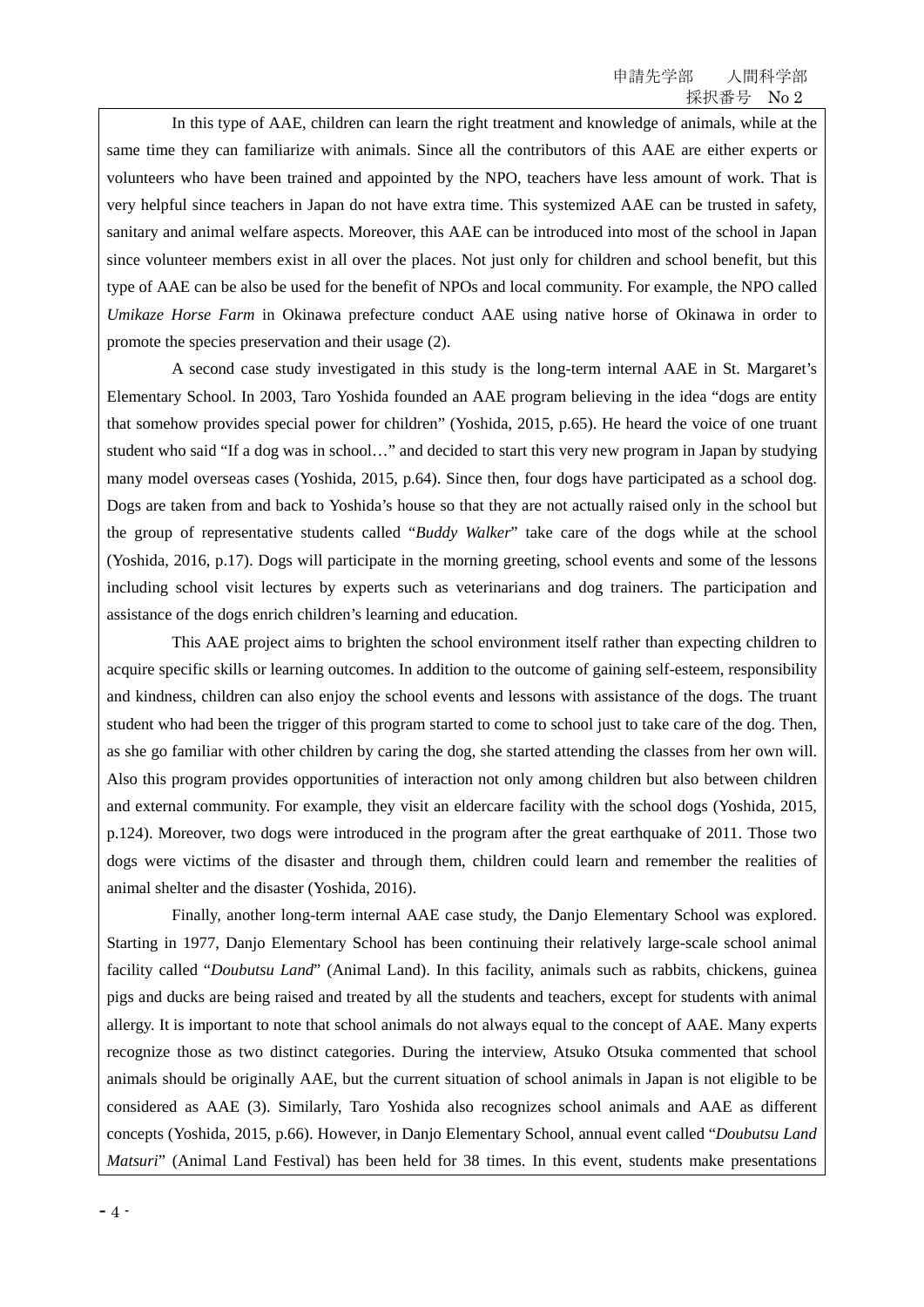In this type of AAE, children can learn the right treatment and knowledge of animals, while at the same time they can familiarize with animals. Since all the contributors of this AAE are either experts or volunteers who have been trained and appointed by the NPO, teachers have less amount of work. That is very helpful since teachers in Japan do not have extra time. This systemized AAE can be trusted in safety, sanitary and animal welfare aspects. Moreover, this AAE can be introduced into most of the school in Japan since volunteer members exist in all over the places. Not just only for children and school benefit, but this type of AAE can be also be used for the benefit of NPOs and local community. For example, the NPO called *Umikaze Horse Farm* in Okinawa prefecture conduct AAE using native horse of Okinawa in order to promote the species preservation and their usage (2).

A second case study investigated in this study is the long-term internal AAE in St. Margaret's Elementary School. In 2003, Taro Yoshida founded an AAE program believing in the idea "dogs are entity that somehow provides special power for children" (Yoshida, 2015, p.65). He heard the voice of one truant student who said "If a dog was in school…" and decided to start this very new program in Japan by studying many model overseas cases (Yoshida, 2015, p.64). Since then, four dogs have participated as a school dog. Dogs are taken from and back to Yoshida's house so that they are not actually raised only in the school but the group of representative students called "*Buddy Walker*" take care of the dogs while at the school (Yoshida, 2016, p.17). Dogs will participate in the morning greeting, school events and some of the lessons including school visit lectures by experts such as veterinarians and dog trainers. The participation and assistance of the dogs enrich children's learning and education.

This AAE project aims to brighten the school environment itself rather than expecting children to acquire specific skills or learning outcomes. In addition to the outcome of gaining self-esteem, responsibility and kindness, children can also enjoy the school events and lessons with assistance of the dogs. The truant student who had been the trigger of this program started to come to school just to take care of the dog. Then, as she go familiar with other children by caring the dog, she started attending the classes from her own will. Also this program provides opportunities of interaction not only among children but also between children and external community. For example, they visit an eldercare facility with the school dogs (Yoshida, 2015, p.124). Moreover, two dogs were introduced in the program after the great earthquake of 2011. Those two dogs were victims of the disaster and through them, children could learn and remember the realities of animal shelter and the disaster (Yoshida, 2016).

Finally, another long-term internal AAE case study, the Danjo Elementary School was explored. Starting in 1977, Danjo Elementary School has been continuing their relatively large-scale school animal facility called "*Doubutsu Land*" (Animal Land). In this facility, animals such as rabbits, chickens, guinea pigs and ducks are being raised and treated by all the students and teachers, except for students with animal allergy. It is important to note that school animals do not always equal to the concept of AAE. Many experts recognize those as two distinct categories. During the interview, Atsuko Otsuka commented that school animals should be originally AAE, but the current situation of school animals in Japan is not eligible to be considered as AAE (3). Similarly, Taro Yoshida also recognizes school animals and AAE as different concepts (Yoshida, 2015, p.66). However, in Danjo Elementary School, annual event called "*Doubutsu Land Matsuri*" (Animal Land Festival) has been held for 38 times. In this event, students make presentations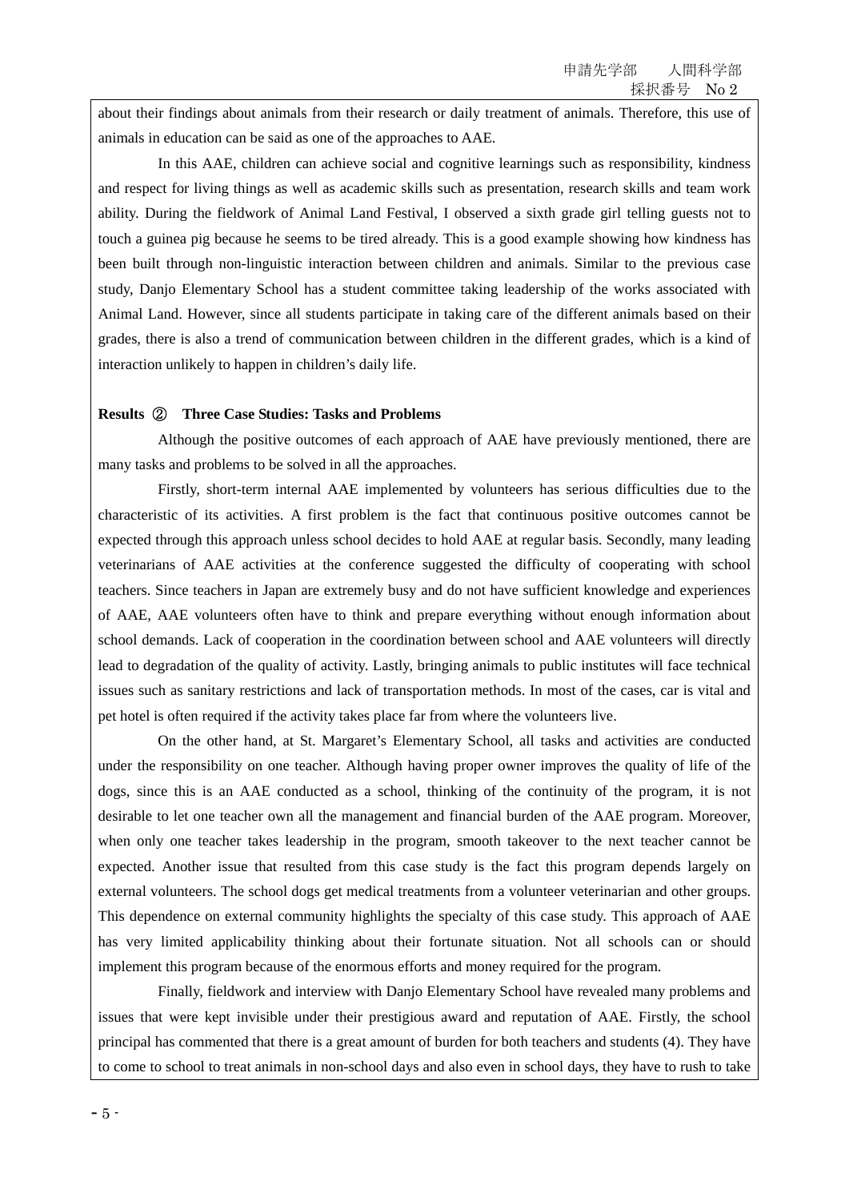about their findings about animals from their research or daily treatment of animals. Therefore, this use of animals in education can be said as one of the approaches to AAE.

In this AAE, children can achieve social and cognitive learnings such as responsibility, kindness and respect for living things as well as academic skills such as presentation, research skills and team work ability. During the fieldwork of Animal Land Festival, I observed a sixth grade girl telling guests not to touch a guinea pig because he seems to be tired already. This is a good example showing how kindness has been built through non-linguistic interaction between children and animals. Similar to the previous case study, Danjo Elementary School has a student committee taking leadership of the works associated with Animal Land. However, since all students participate in taking care of the different animals based on their grades, there is also a trend of communication between children in the different grades, which is a kind of interaction unlikely to happen in children's daily life.

**Results ② Three Case Studies: Tasks and Problems**

Although the positive outcomes of each approach of AAE have previously mentioned, there are many tasks and problems to be solved in all the approaches.

Firstly, short-term internal AAE implemented by volunteers has serious difficulties due to the characteristic of its activities. A first problem is the fact that continuous positive outcomes cannot be expected through this approach unless school decides to hold AAE at regular basis. Secondly, many leading veterinarians of AAE activities at the conference suggested the difficulty of cooperating with school teachers. Since teachers in Japan are extremely busy and do not have sufficient knowledge and experiences of AAE, AAE volunteers often have to think and prepare everything without enough information about school demands. Lack of cooperation in the coordination between school and AAE volunteers will directly lead to degradation of the quality of activity. Lastly, bringing animals to public institutes will face technical issues such as sanitary restrictions and lack of transportation methods. In most of the cases, car is vital and pet hotel is often required if the activity takes place far from where the volunteers live.

On the other hand, at St. Margaret's Elementary School, all tasks and activities are conducted under the responsibility on one teacher. Although having proper owner improves the quality of life of the dogs, since this is an AAE conducted as a school, thinking of the continuity of the program, it is not desirable to let one teacher own all the management and financial burden of the AAE program. Moreover, when only one teacher takes leadership in the program, smooth takeover to the next teacher cannot be expected. Another issue that resulted from this case study is the fact this program depends largely on external volunteers. The school dogs get medical treatments from a volunteer veterinarian and other groups. This dependence on external community highlights the specialty of this case study. This approach of AAE has very limited applicability thinking about their fortunate situation. Not all schools can or should implement this program because of the enormous efforts and money required for the program.

Finally, fieldwork and interview with Danjo Elementary School have revealed many problems and issues that were kept invisible under their prestigious award and reputation of AAE. Firstly, the school principal has commented that there is a great amount of burden for both teachers and students (4). They have to come to school to treat animals in non-school days and also even in school days, they have to rush to take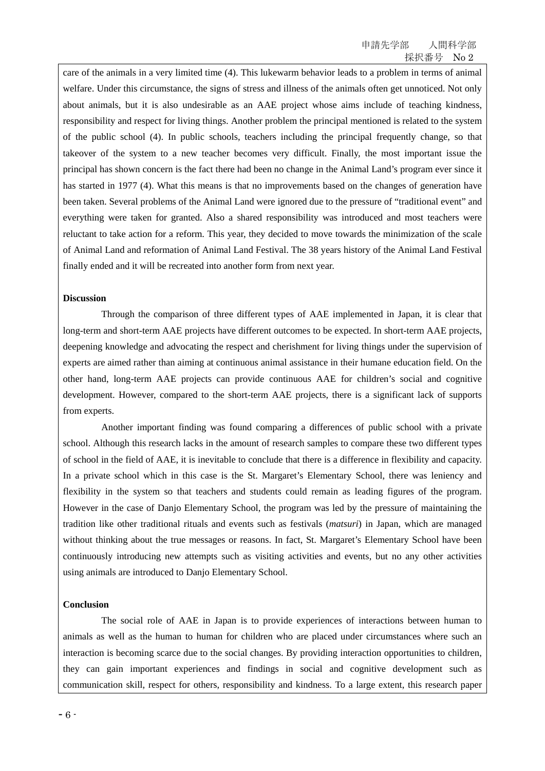care of the animals in a very limited time (4). This lukewarm behavior leads to a problem in terms of animal welfare. Under this circumstance, the signs of stress and illness of the animals often get unnoticed. Not only about animals, but it is also undesirable as an AAE project whose aims include of teaching kindness, responsibility and respect for living things. Another problem the principal mentioned is related to the system of the public school (4). In public schools, teachers including the principal frequently change, so that takeover of the system to a new teacher becomes very difficult. Finally, the most important issue the principal has shown concern is the fact there had been no change in the Animal Land's program ever since it has started in 1977 (4). What this means is that no improvements based on the changes of generation have been taken. Several problems of the Animal Land were ignored due to the pressure of "traditional event" and everything were taken for granted. Also a shared responsibility was introduced and most teachers were reluctant to take action for a reform. This year, they decided to move towards the minimization of the scale of Animal Land and reformation of Animal Land Festival. The 38 years history of the Animal Land Festival finally ended and it will be recreated into another form from next year.

**Discussion**

Through the comparison of three different types of AAE implemented in Japan, it is clear that long-term and short-term AAE projects have different outcomes to be expected. In short-term AAE projects, deepening knowledge and advocating the respect and cherishment for living things under the supervision of experts are aimed rather than aiming at continuous animal assistance in their humane education field. On the other hand, long-term AAE projects can provide continuous AAE for children's social and cognitive development. However, compared to the short-term AAE projects, there is a significant lack of supports from experts.

Another important finding was found comparing a differences of public school with a private school. Although this research lacks in the amount of research samples to compare these two different types of school in the field of AAE, it is inevitable to conclude that there is a difference in flexibility and capacity. In a private school which in this case is the St. Margaret's Elementary School, there was leniency and flexibility in the system so that teachers and students could remain as leading figures of the program. However in the case of Danjo Elementary School, the program was led by the pressure of maintaining the tradition like other traditional rituals and events such as festivals (*matsuri*) in Japan, which are managed without thinking about the true messages or reasons. In fact, St. Margaret's Elementary School have been continuously introducing new attempts such as visiting activities and events, but no any other activities using animals are introduced to Danjo Elementary School.

**Conclusion**

The social role of AAE in Japan is to provide experiences of interactions between human to animals as well as the human to human for children who are placed under circumstances where such an interaction is becoming scarce due to the social changes. By providing interaction opportunities to children, they can gain important experiences and findings in social and cognitive development such as communication skill, respect for others, responsibility and kindness. To a large extent, this research paper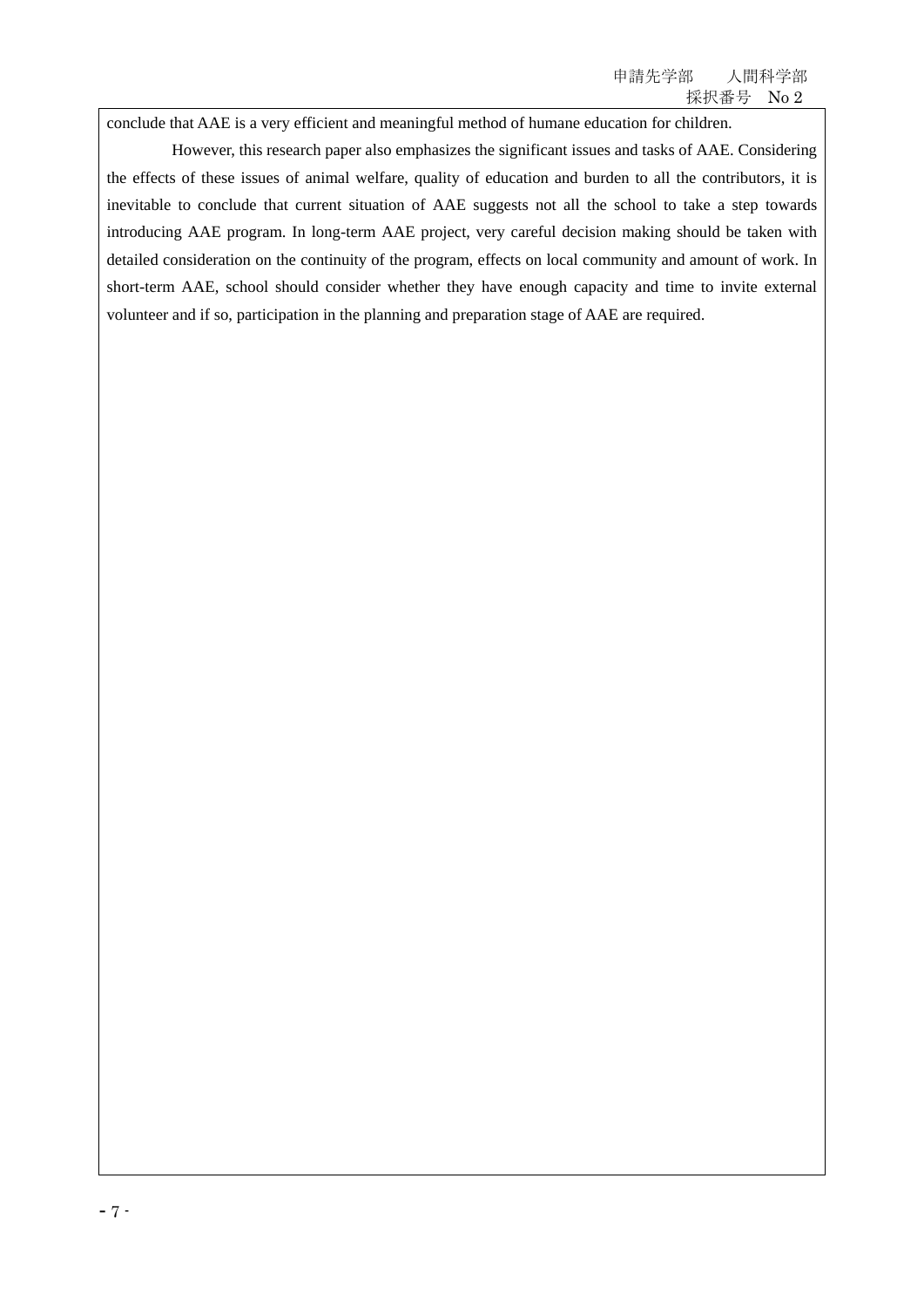conclude that AAE is a very efficient and meaningful method of humane education for children.

However, this research paper also emphasizes the significant issues and tasks of AAE. Considering the effects of these issues of animal welfare, quality of education and burden to all the contributors, it is inevitable to conclude that current situation of AAE suggests not all the school to take a step towards introducing AAE program. In long-term AAE project, very careful decision making should be taken with detailed consideration on the continuity of the program, effects on local community and amount of work. In short-term AAE, school should consider whether they have enough capacity and time to invite external volunteer and if so, participation in the planning and preparation stage of AAE are required.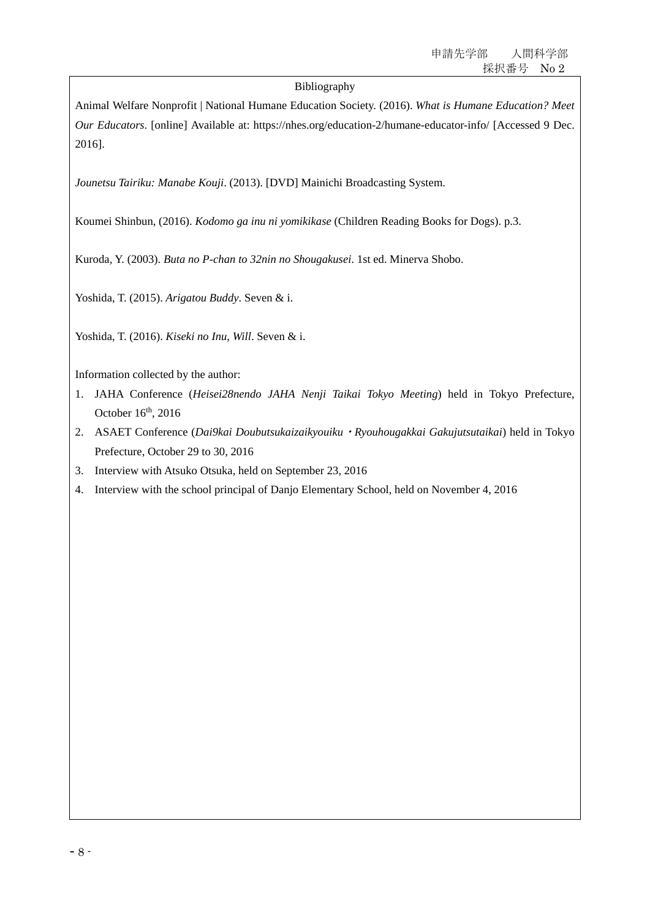## Bibliography

Animal Welfare Nonprofit | National Humane Education Society. (2016). *What is Humane Education? Meet Our Educators*. [online] Available at: https://nhes.org/education-2/humane-educator-info/ [Accessed 9 Dec. 2016].

*Jounetsu Tairiku: Manabe Kouji*. (2013). [DVD] Mainichi Broadcasting System.

Koumei Shinbun, (2016). *Kodomo ga inu ni yomikikase* (Children Reading Books for Dogs). p.3.

Kuroda, Y. (2003). *Buta no P-chan to 32nin no Shougakusei*. 1st ed. Minerva Shobo.

Yoshida, T. (2015). *Arigatou Buddy*. Seven & i.

Yoshida, T. (2016). *Kiseki no Inu, Will*. Seven & i.

Information collected by the author:

1. JAHA Conference (*Heisei28nendo JAHA Nenji Taikai Tokyo Meeting*) held in Tokyo Prefecture, October 16th, 2016
2. ASAET Conference (*Dai9kai Doubutsukaizaikyouiku・Ryouhougakkai Gakujutsutaikai*) held in Tokyo Prefecture, October 29 to 30, 2016
3. Interview with Atsuko Otsuka, held on September 23, 2016
4. Interview with the school principal of Danjo Elementary School, held on November 4, 2016